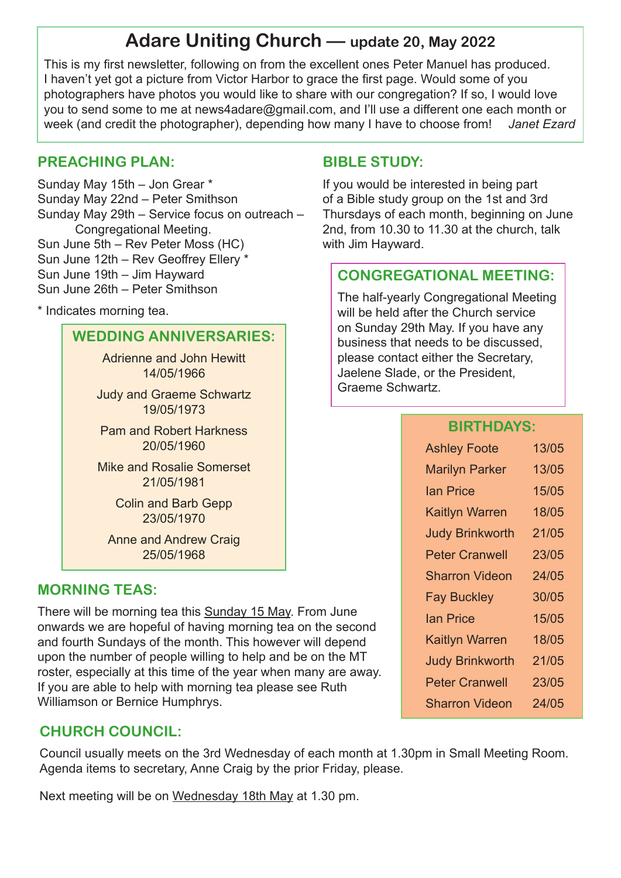# Adare Uniting Church — update 20, May 2022

This is my first newsletter, following on from the excellent ones Peter Manuel has produced. I haven't yet got a picture from Victor Harbor to grace the first page. Would some of you photographers have photos you would like to share with our congregation? If so, I would love you to send some to me at news4adare@gmail.com, and I'll use a different one each month or week (and credit the photographer), depending how many I have to choose from! *Janet Ezard*

## PREACHING PLAN:

Sunday May 15th – Jon Grear *
Sunday May 22nd – Peter Smithson
Sunday May 29th – Service focus on outreach – Congregational Meeting.
Sun June 5th – Rev Peter Moss (HC)
Sun June 12th – Rev Geoffrey Ellery *
Sun June 19th – Jim Hayward
Sun June 26th – Peter Smithson

* Indicates morning tea.

## WEDDING ANNIVERSARIES:

Adrienne and John Hewitt
14/05/1966

Judy and Graeme Schwartz
19/05/1973

Pam and Robert Harkness
20/05/1960

Mike and Rosalie Somerset
21/05/1981

Colin and Barb Gepp
23/05/1970

Anne and Andrew Craig
25/05/1968

## MORNING TEAS:

There will be morning tea this Sunday 15 May. From June onwards we are hopeful of having morning tea on the second and fourth Sundays of the month. This however will depend upon the number of people willing to help and be on the MT roster, especially at this time of the year when many are away. If you are able to help with morning tea please see Ruth Williamson or Bernice Humphrys.

## BIBLE STUDY:

If you would be interested in being part of a Bible study group on the 1st and 3rd Thursdays of each month, beginning on June 2nd, from 10.30 to 11.30 at the church, talk with Jim Hayward.

## CONGREGATIONAL MEETING:

The half-yearly Congregational Meeting will be held after the Church service on Sunday 29th May. If you have any business that needs to be discussed, please contact either the Secretary, Jaelene Slade, or the President, Graeme Schwartz.

## BIRTHDAYS:

| Name | Date |
|---|---|
| Ashley Foote | 13/05 |
| Marilyn Parker | 13/05 |
| Ian Price | 15/05 |
| Kaitlyn Warren | 18/05 |
| Judy Brinkworth | 21/05 |
| Peter Cranwell | 23/05 |
| Sharron Videon | 24/05 |
| Fay Buckley | 30/05 |
| Ian Price | 15/05 |
| Kaitlyn Warren | 18/05 |
| Judy Brinkworth | 21/05 |
| Peter Cranwell | 23/05 |
| Sharron Videon | 24/05 |

## CHURCH COUNCIL:

Council usually meets on the 3rd Wednesday of each month at 1.30pm in Small Meeting Room. Agenda items to secretary, Anne Craig by the prior Friday, please.

Next meeting will be on Wednesday 18th May at 1.30 pm.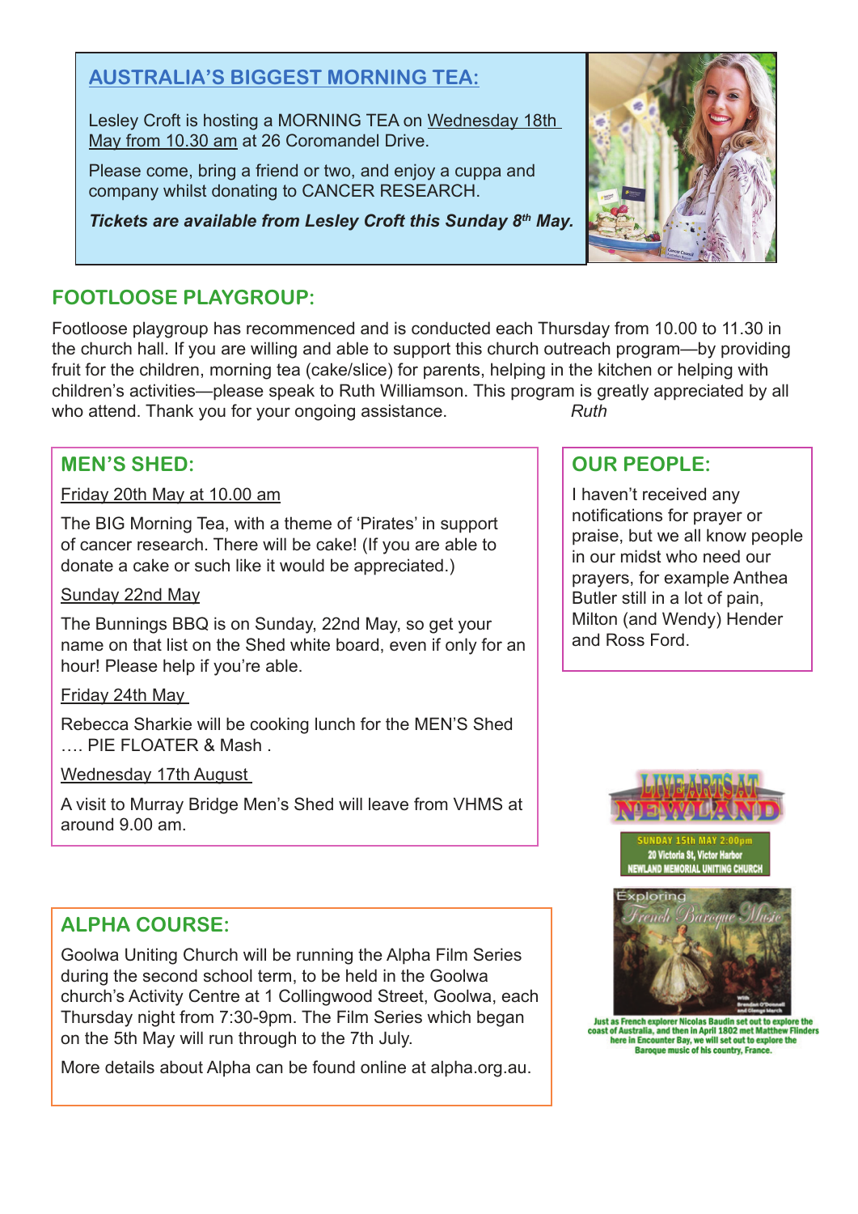## AUSTRALIA'S BIGGEST MORNING TEA:

Lesley Croft is hosting a MORNING TEA on Wednesday 18th May from 10.30 am at 26 Coromandel Drive.

Please come, bring a friend or two, and enjoy a cuppa and company whilst donating to CANCER RESEARCH.

***Tickets are available from Lesley Croft this Sunday 8th May.***

## FOOTLOOSE PLAYGROUP:

Footloose playgroup has recommenced and is conducted each Thursday from 10.00 to 11.30 in the church hall. If you are willing and able to support this church outreach program—by providing fruit for the children, morning tea (cake/slice) for parents, helping in the kitchen or helping with children's activities—please speak to Ruth Williamson. This program is greatly appreciated by all who attend. Thank you for your ongoing assistance. *Ruth*

## MEN'S SHED:

Friday 20th May at 10.00 am

The BIG Morning Tea, with a theme of 'Pirates' in support of cancer research. There will be cake! (If you are able to donate a cake or such like it would be appreciated.)

Sunday 22nd May

The Bunnings BBQ is on Sunday, 22nd May, so get your name on that list on the Shed white board, even if only for an hour! Please help if you're able.

Friday 24th May

Rebecca Sharkie will be cooking lunch for the MEN'S Shed …. PIE FLOATER & Mash .

Wednesday 17th August

A visit to Murray Bridge Men's Shed will leave from VHMS at around 9.00 am.

## OUR PEOPLE:

I haven't received any notifications for prayer or praise, but we all know people in our midst who need our prayers, for example Anthea Butler still in a lot of pain, Milton (and Wendy) Hender and Ross Ford.

## ALPHA COURSE:

Goolwa Uniting Church will be running the Alpha Film Series during the second school term, to be held in the Goolwa church's Activity Centre at 1 Collingwood Street, Goolwa, each Thursday night from 7:30-9pm. The Film Series which began on the 5th May will run through to the 7th July.

More details about Alpha can be found online at alpha.org.au.

LIVE ARTS AT NEWLAND

SUNDAY 15th MAY 2:00pm
20 Victoria St, Victor Harbor
NEWLAND MEMORIAL UNITING CHURCH

Exploring French Baroque Music

Just as French explorer Nicolas Baudin set out to explore the coast of Australia, and then in April 1802 met Matthew Flinders here in Encounter Bay, we will set out to explore the Baroque music of his country, France.